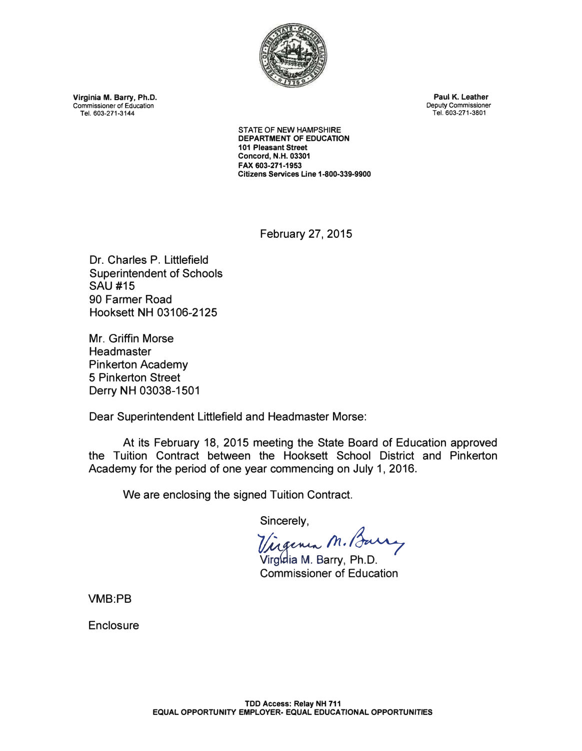**Virginia M. Barry, Ph.D.**
Commissioner of Education
Tel. 603-271-3144

**Paul K. Leather**
Deputy Commissioner
Tel. 603-271-3801

STATE OF NEW HAMPSHIRE
**DEPARTMENT OF EDUCATION**
**101 Pleasant Street**
**Concord, N.H. 03301**
**FAX 603-271-1953**
**Citizens Services Line 1-800-339-9900**

February 27, 2015

Dr. Charles P. Littlefield
Superintendent of Schools
SAU #15
90 Farmer Road
Hooksett NH 03106-2125

Mr. Griffin Morse
Headmaster
Pinkerton Academy
5 Pinkerton Street
Derry NH 03038-1501

Dear Superintendent Littlefield and Headmaster Morse:

At its February 18, 2015 meeting the State Board of Education approved the Tuition Contract between the Hooksett School District and Pinkerton Academy for the period of one year commencing on July 1, 2016.

We are enclosing the signed Tuition Contract.

Sincerely,

Virginia M. Barry

Virginia M. Barry, Ph.D.
Commissioner of Education

VMB:PB

Enclosure

**TDD Access: Relay NH 711**
**EQUAL OPPORTUNITY EMPLOYER- EQUAL EDUCATIONAL OPPORTUNITIES**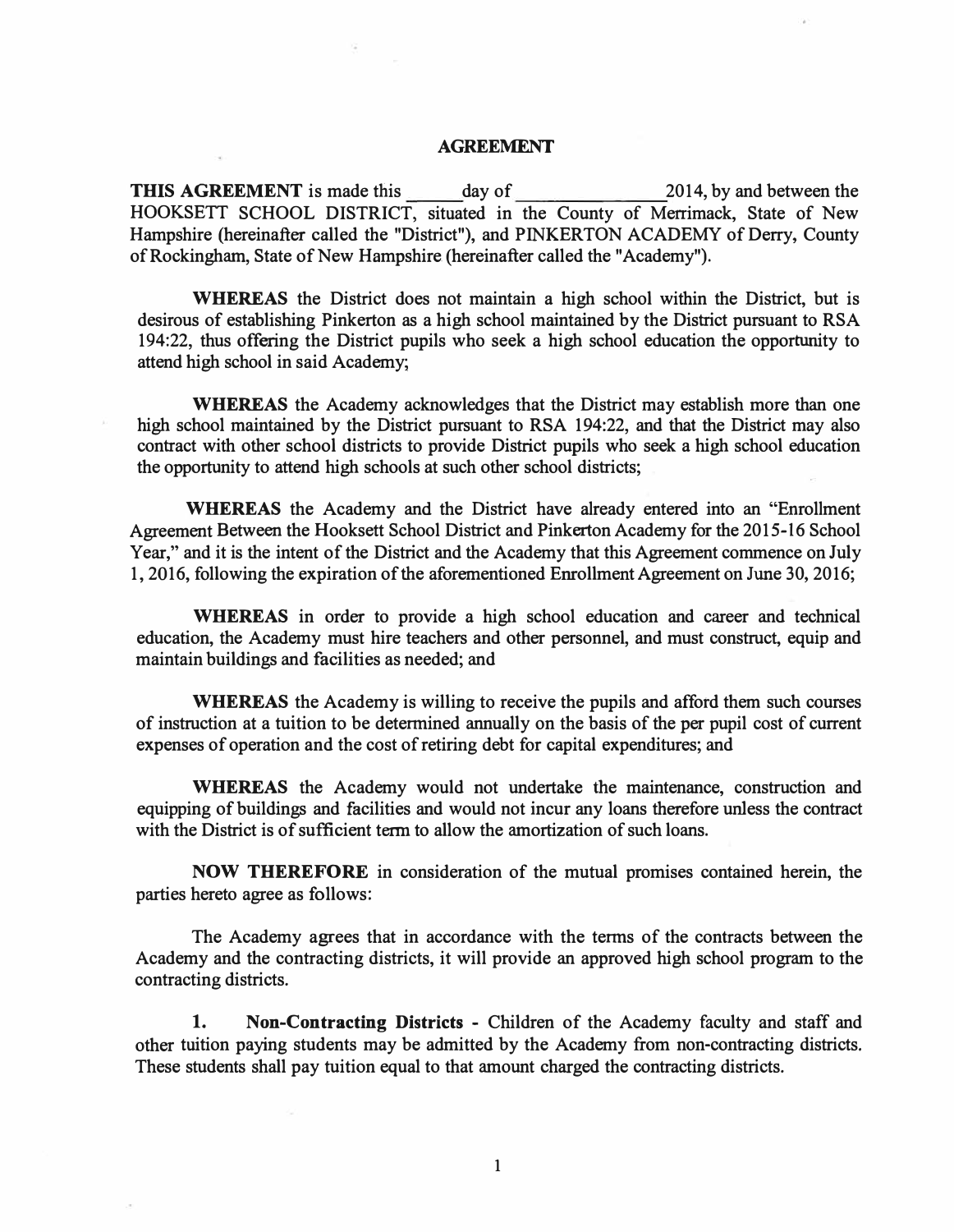## AGREEMENT

**THIS AGREEMENT** is made this \_\_\_\_\_ day of \_\_\_\_\_\_\_\_\_\_\_\_\_\_ 2014, by and between the HOOKSETT SCHOOL DISTRICT, situated in the County of Merrimack, State of New Hampshire (hereinafter called the "District"), and PINKERTON ACADEMY of Derry, County of Rockingham, State of New Hampshire (hereinafter called the "Academy").

**WHEREAS** the District does not maintain a high school within the District, but is desirous of establishing Pinkerton as a high school maintained by the District pursuant to RSA 194:22, thus offering the District pupils who seek a high school education the opportunity to attend high school in said Academy;

**WHEREAS** the Academy acknowledges that the District may establish more than one high school maintained by the District pursuant to RSA 194:22, and that the District may also contract with other school districts to provide District pupils who seek a high school education the opportunity to attend high schools at such other school districts;

**WHEREAS** the Academy and the District have already entered into an "Enrollment Agreement Between the Hooksett School District and Pinkerton Academy for the 2015-16 School Year," and it is the intent of the District and the Academy that this Agreement commence on July 1, 2016, following the expiration of the aforementioned Enrollment Agreement on June 30, 2016;

**WHEREAS** in order to provide a high school education and career and technical education, the Academy must hire teachers and other personnel, and must construct, equip and maintain buildings and facilities as needed; and

**WHEREAS** the Academy is willing to receive the pupils and afford them such courses of instruction at a tuition to be determined annually on the basis of the per pupil cost of current expenses of operation and the cost of retiring debt for capital expenditures; and

**WHEREAS** the Academy would not undertake the maintenance, construction and equipping of buildings and facilities and would not incur any loans therefore unless the contract with the District is of sufficient term to allow the amortization of such loans.

**NOW THEREFORE** in consideration of the mutual promises contained herein, the parties hereto agree as follows:

The Academy agrees that in accordance with the terms of the contracts between the Academy and the contracting districts, it will provide an approved high school program to the contracting districts.

**1. Non-Contracting Districts** - Children of the Academy faculty and staff and other tuition paying students may be admitted by the Academy from non-contracting districts. These students shall pay tuition equal to that amount charged the contracting districts.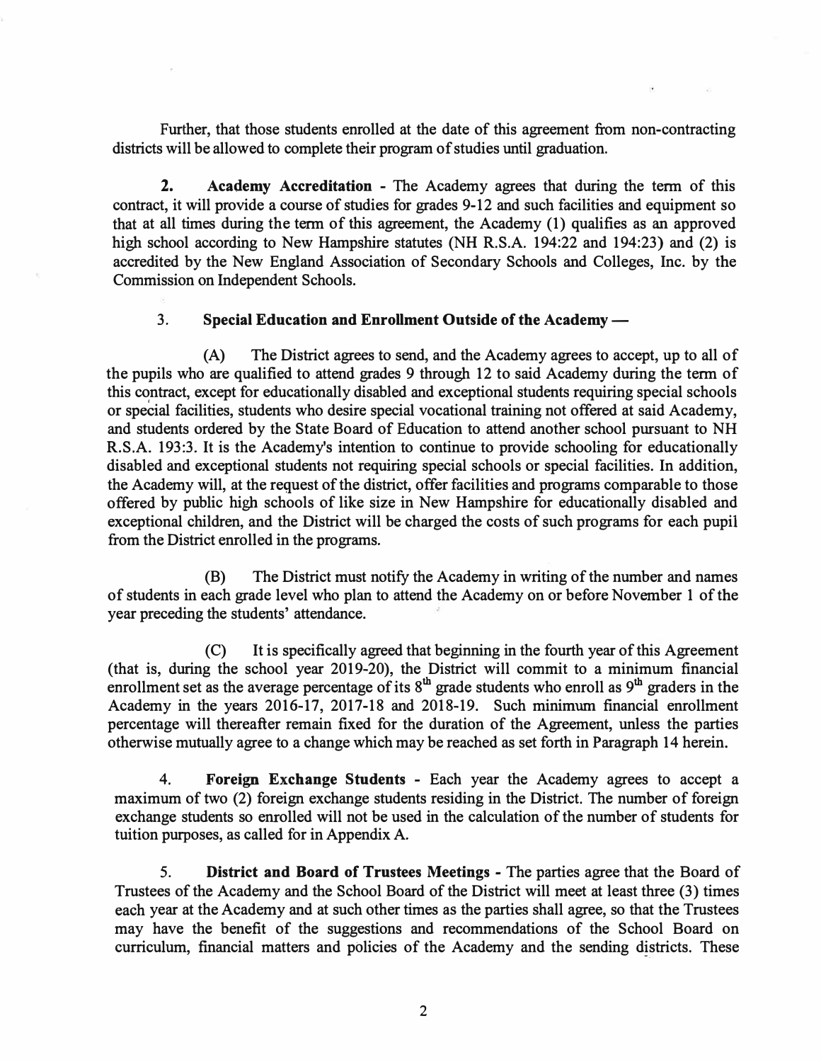Further, that those students enrolled at the date of this agreement from non-contracting districts will be allowed to complete their program of studies until graduation.

**2. Academy Accreditation** - The Academy agrees that during the term of this contract, it will provide a course of studies for grades 9-12 and such facilities and equipment so that at all times during the term of this agreement, the Academy (1) qualifies as an approved high school according to New Hampshire statutes (NH R.S.A. 194:22 and 194:23) and (2) is accredited by the New England Association of Secondary Schools and Colleges, Inc. by the Commission on Independent Schools.

3. **Special Education and Enrollment Outside of the Academy —**

(A) The District agrees to send, and the Academy agrees to accept, up to all of the pupils who are qualified to attend grades 9 through 12 to said Academy during the term of this contract, except for educationally disabled and exceptional students requiring special schools or special facilities, students who desire special vocational training not offered at said Academy, and students ordered by the State Board of Education to attend another school pursuant to NH R.S.A. 193:3. It is the Academy's intention to continue to provide schooling for educationally disabled and exceptional students not requiring special schools or special facilities. In addition, the Academy will, at the request of the district, offer facilities and programs comparable to those offered by public high schools of like size in New Hampshire for educationally disabled and exceptional children, and the District will be charged the costs of such programs for each pupil from the District enrolled in the programs.

(B) The District must notify the Academy in writing of the number and names of students in each grade level who plan to attend the Academy on or before November 1 of the year preceding the students' attendance.

(C) It is specifically agreed that beginning in the fourth year of this Agreement (that is, during the school year 2019-20), the District will commit to a minimum financial enrollment set as the average percentage of its 8th grade students who enroll as 9th graders in the Academy in the years 2016-17, 2017-18 and 2018-19. Such minimum financial enrollment percentage will thereafter remain fixed for the duration of the Agreement, unless the parties otherwise mutually agree to a change which may be reached as set forth in Paragraph 14 herein.

4. **Foreign Exchange Students** - Each year the Academy agrees to accept a maximum of two (2) foreign exchange students residing in the District. The number of foreign exchange students so enrolled will not be used in the calculation of the number of students for tuition purposes, as called for in Appendix A.

5. **District and Board of Trustees Meetings** - The parties agree that the Board of Trustees of the Academy and the School Board of the District will meet at least three (3) times each year at the Academy and at such other times as the parties shall agree, so that the Trustees may have the benefit of the suggestions and recommendations of the School Board on curriculum, financial matters and policies of the Academy and the sending districts. These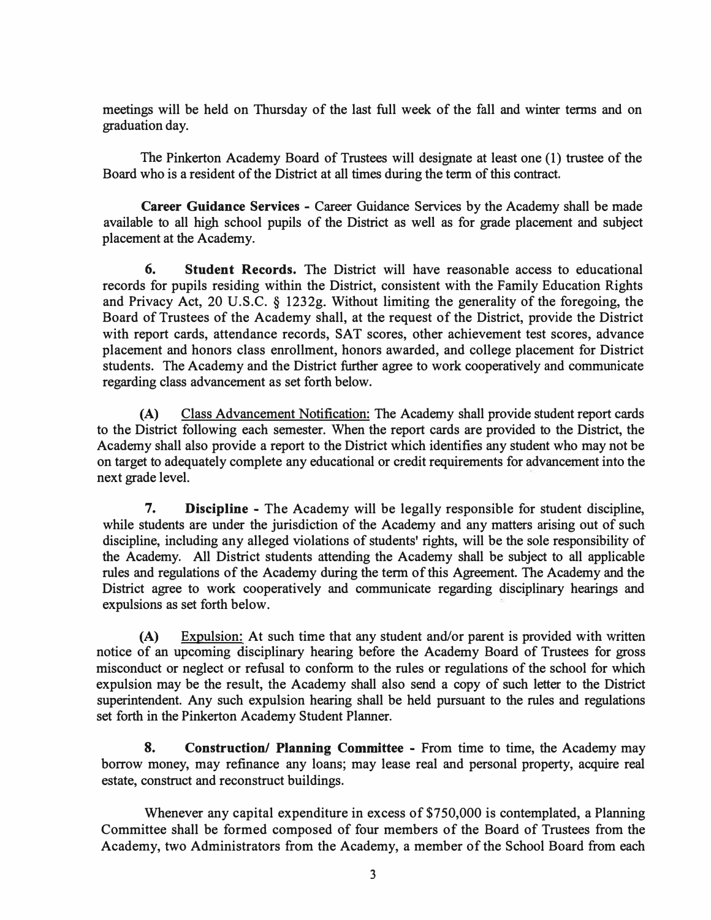meetings will be held on Thursday of the last full week of the fall and winter terms and on graduation day.

The Pinkerton Academy Board of Trustees will designate at least one (1) trustee of the Board who is a resident of the District at all times during the term of this contract.

**Career Guidance Services** - Career Guidance Services by the Academy shall be made available to all high school pupils of the District as well as for grade placement and subject placement at the Academy.

**6. Student Records.** The District will have reasonable access to educational records for pupils residing within the District, consistent with the Family Education Rights and Privacy Act, 20 U.S.C. § 1232g. Without limiting the generality of the foregoing, the Board of Trustees of the Academy shall, at the request of the District, provide the District with report cards, attendance records, SAT scores, other achievement test scores, advance placement and honors class enrollment, honors awarded, and college placement for District students. The Academy and the District further agree to work cooperatively and communicate regarding class advancement as set forth below.

**(A)** Class Advancement Notification: The Academy shall provide student report cards to the District following each semester. When the report cards are provided to the District, the Academy shall also provide a report to the District which identifies any student who may not be on target to adequately complete any educational or credit requirements for advancement into the next grade level.

**7. Discipline** - The Academy will be legally responsible for student discipline, while students are under the jurisdiction of the Academy and any matters arising out of such discipline, including any alleged violations of students' rights, will be the sole responsibility of the Academy. All District students attending the Academy shall be subject to all applicable rules and regulations of the Academy during the term of this Agreement. The Academy and the District agree to work cooperatively and communicate regarding disciplinary hearings and expulsions as set forth below.

**(A)** Expulsion: At such time that any student and/or parent is provided with written notice of an upcoming disciplinary hearing before the Academy Board of Trustees for gross misconduct or neglect or refusal to conform to the rules or regulations of the school for which expulsion may be the result, the Academy shall also send a copy of such letter to the District superintendent. Any such expulsion hearing shall be held pursuant to the rules and regulations set forth in the Pinkerton Academy Student Planner.

**8. Construction/ Planning Committee** - From time to time, the Academy may borrow money, may refinance any loans; may lease real and personal property, acquire real estate, construct and reconstruct buildings.

Whenever any capital expenditure in excess of $750,000 is contemplated, a Planning Committee shall be formed composed of four members of the Board of Trustees from the Academy, two Administrators from the Academy, a member of the School Board from each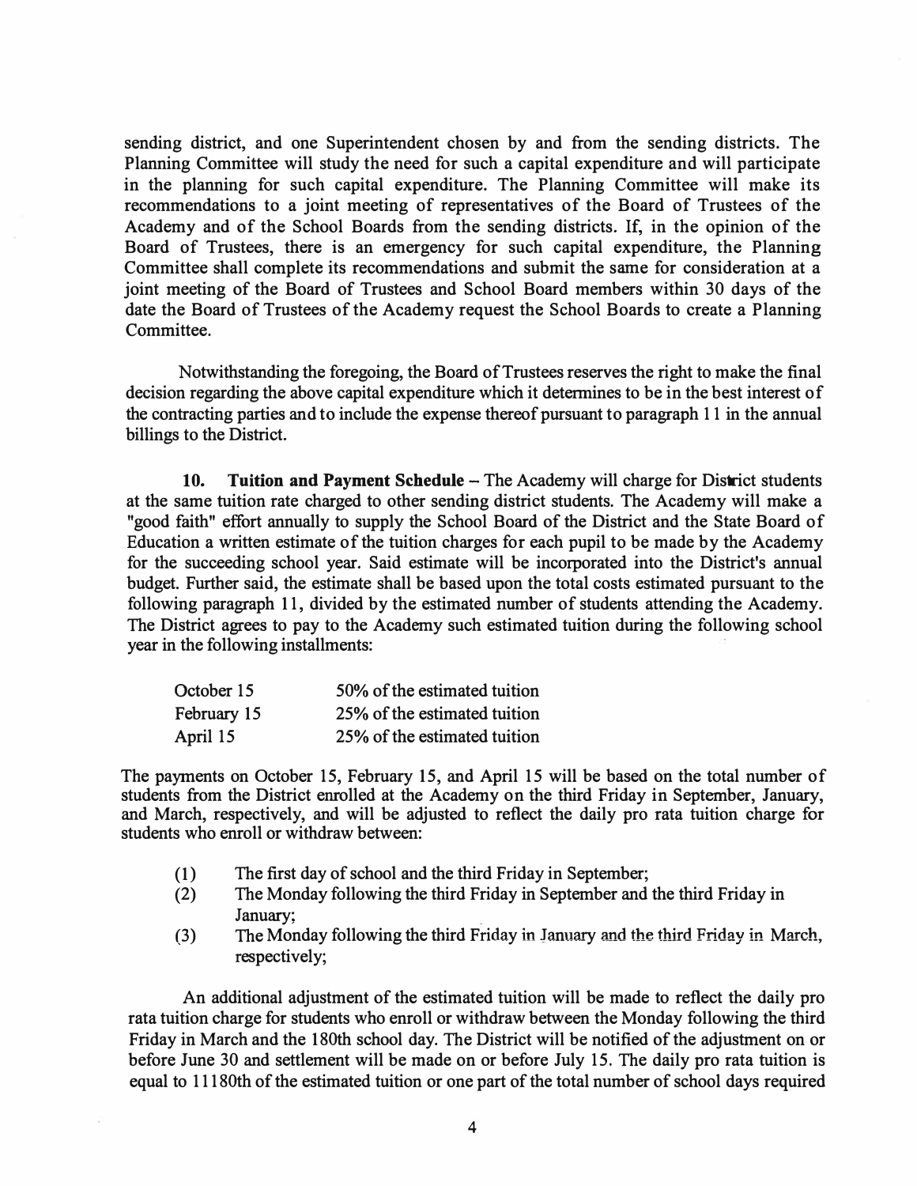sending district, and one Superintendent chosen by and from the sending districts. The Planning Committee will study the need for such a capital expenditure and will participate in the planning for such capital expenditure. The Planning Committee will make its recommendations to a joint meeting of representatives of the Board of Trustees of the Academy and of the School Boards from the sending districts. If, in the opinion of the Board of Trustees, there is an emergency for such capital expenditure, the Planning Committee shall complete its recommendations and submit the same for consideration at a joint meeting of the Board of Trustees and School Board members within 30 days of the date the Board of Trustees of the Academy request the School Boards to create a Planning Committee.

Notwithstanding the foregoing, the Board of Trustees reserves the right to make the final decision regarding the above capital expenditure which it determines to be in the best interest of the contracting parties and to include the expense thereof pursuant to paragraph 11 in the annual billings to the District.

**10. Tuition and Payment Schedule** – The Academy will charge for District students at the same tuition rate charged to other sending district students. The Academy will make a "good faith" effort annually to supply the School Board of the District and the State Board of Education a written estimate of the tuition charges for each pupil to be made by the Academy for the succeeding school year. Said estimate will be incorporated into the District's annual budget. Further said, the estimate shall be based upon the total costs estimated pursuant to the following paragraph 11, divided by the estimated number of students attending the Academy. The District agrees to pay to the Academy such estimated tuition during the following school year in the following installments:

| | |
|---|---|
| October 15 | 50% of the estimated tuition |
| February 15 | 25% of the estimated tuition |
| April 15 | 25% of the estimated tuition |

The payments on October 15, February 15, and April 15 will be based on the total number of students from the District enrolled at the Academy on the third Friday in September, January, and March, respectively, and will be adjusted to reflect the daily pro rata tuition charge for students who enroll or withdraw between:

(1) The first day of school and the third Friday in September;
(2) The Monday following the third Friday in September and the third Friday in January;
(3) The Monday following the third Friday in January and the third Friday in March, respectively;

An additional adjustment of the estimated tuition will be made to reflect the daily pro rata tuition charge for students who enroll or withdraw between the Monday following the third Friday in March and the 180th school day. The District will be notified of the adjustment on or before June 30 and settlement will be made on or before July 15. The daily pro rata tuition is equal to 11180th of the estimated tuition or one part of the total number of school days required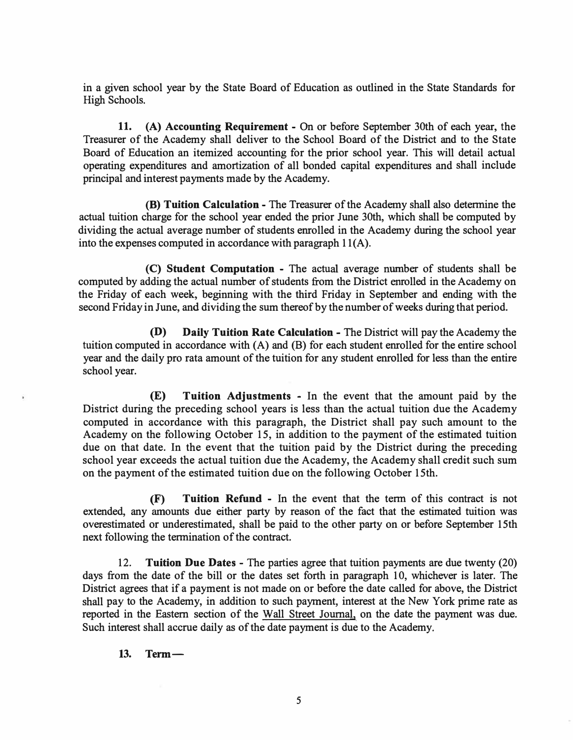in a given school year by the State Board of Education as outlined in the State Standards for High Schools.

**11. (A) Accounting Requirement** - On or before September 30th of each year, the Treasurer of the Academy shall deliver to the School Board of the District and to the State Board of Education an itemized accounting for the prior school year. This will detail actual operating expenditures and amortization of all bonded capital expenditures and shall include principal and interest payments made by the Academy.

**(B) Tuition Calculation** - The Treasurer of the Academy shall also determine the actual tuition charge for the school year ended the prior June 30th, which shall be computed by dividing the actual average number of students enrolled in the Academy during the school year into the expenses computed in accordance with paragraph 11(A).

**(C) Student Computation** - The actual average number of students shall be computed by adding the actual number of students from the District enrolled in the Academy on the Friday of each week, beginning with the third Friday in September and ending with the second Friday in June, and dividing the sum thereof by the number of weeks during that period.

**(D) Daily Tuition Rate Calculation** - The District will pay the Academy the tuition computed in accordance with (A) and (B) for each student enrolled for the entire school year and the daily pro rata amount of the tuition for any student enrolled for less than the entire school year.

**(E) Tuition Adjustments** - In the event that the amount paid by the District during the preceding school years is less than the actual tuition due the Academy computed in accordance with this paragraph, the District shall pay such amount to the Academy on the following October 15, in addition to the payment of the estimated tuition due on that date. In the event that the tuition paid by the District during the preceding school year exceeds the actual tuition due the Academy, the Academy shall credit such sum on the payment of the estimated tuition due on the following October 15th.

**(F) Tuition Refund** - In the event that the term of this contract is not extended, any amounts due either party by reason of the fact that the estimated tuition was overestimated or underestimated, shall be paid to the other party on or before September 15th next following the termination of the contract.

12. **Tuition Due Dates** - The parties agree that tuition payments are due twenty (20) days from the date of the bill or the dates set forth in paragraph 10, whichever is later. The District agrees that if a payment is not made on or before the date called for above, the District shall pay to the Academy, in addition to such payment, interest at the New York prime rate as reported in the Eastern section of the Wall Street Journal, on the date the payment was due. Such interest shall accrue daily as of the date payment is due to the Academy.

**13. Term —**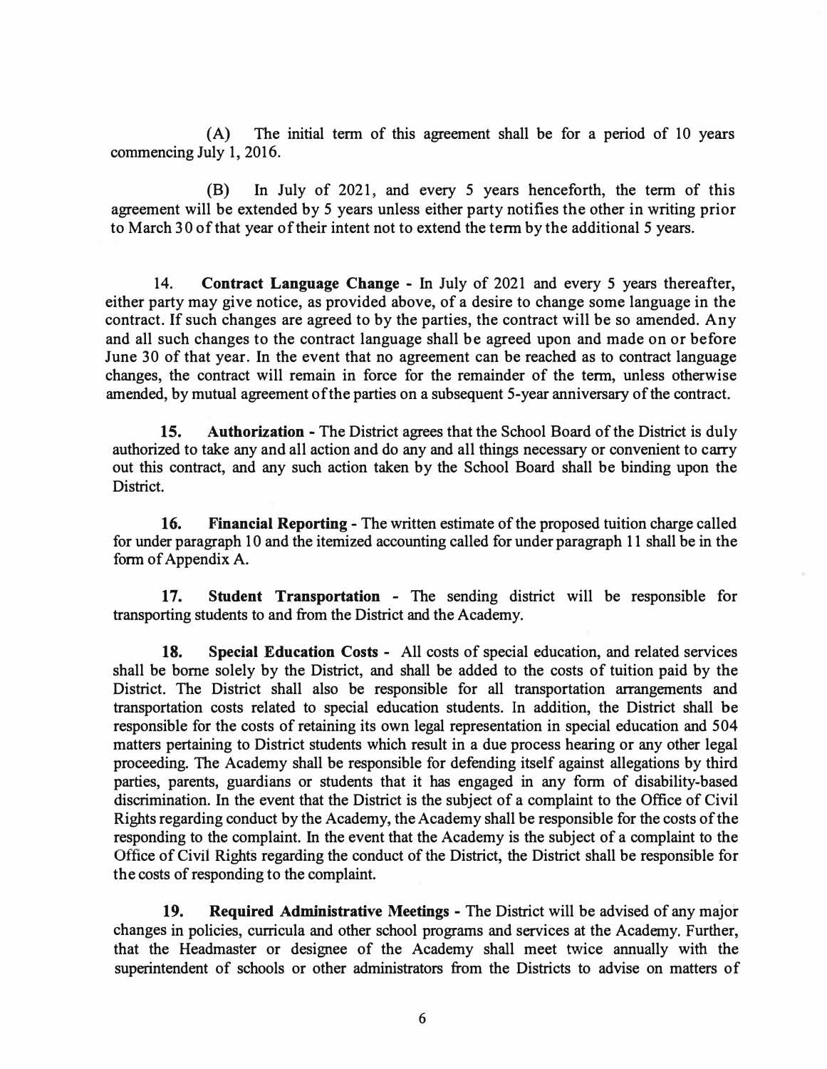(A) The initial term of this agreement shall be for a period of 10 years commencing July 1, 2016.

(B) In July of 2021, and every 5 years henceforth, the term of this agreement will be extended by 5 years unless either party notifies the other in writing prior to March 30 of that year of their intent not to extend the term by the additional 5 years.

14. **Contract Language Change** - In July of 2021 and every 5 years thereafter, either party may give notice, as provided above, of a desire to change some language in the contract. If such changes are agreed to by the parties, the contract will be so amended. Any and all such changes to the contract language shall be agreed upon and made on or before June 30 of that year. In the event that no agreement can be reached as to contract language changes, the contract will remain in force for the remainder of the term, unless otherwise amended, by mutual agreement of the parties on a subsequent 5-year anniversary of the contract.

15. **Authorization** - The District agrees that the School Board of the District is duly authorized to take any and all action and do any and all things necessary or convenient to carry out this contract, and any such action taken by the School Board shall be binding upon the District.

16. **Financial Reporting** - The written estimate of the proposed tuition charge called for under paragraph 10 and the itemized accounting called for under paragraph 11 shall be in the form of Appendix A.

17. **Student Transportation** - The sending district will be responsible for transporting students to and from the District and the Academy.

18. **Special Education Costs** - All costs of special education, and related services shall be borne solely by the District, and shall be added to the costs of tuition paid by the District. The District shall also be responsible for all transportation arrangements and transportation costs related to special education students. In addition, the District shall be responsible for the costs of retaining its own legal representation in special education and 504 matters pertaining to District students which result in a due process hearing or any other legal proceeding. The Academy shall be responsible for defending itself against allegations by third parties, parents, guardians or students that it has engaged in any form of disability-based discrimination. In the event that the District is the subject of a complaint to the Office of Civil Rights regarding conduct by the Academy, the Academy shall be responsible for the costs of the responding to the complaint. In the event that the Academy is the subject of a complaint to the Office of Civil Rights regarding the conduct of the District, the District shall be responsible for the costs of responding to the complaint.

19. **Required Administrative Meetings** - The District will be advised of any major changes in policies, curricula and other school programs and services at the Academy. Further, that the Headmaster or designee of the Academy shall meet twice annually with the superintendent of schools or other administrators from the Districts to advise on matters of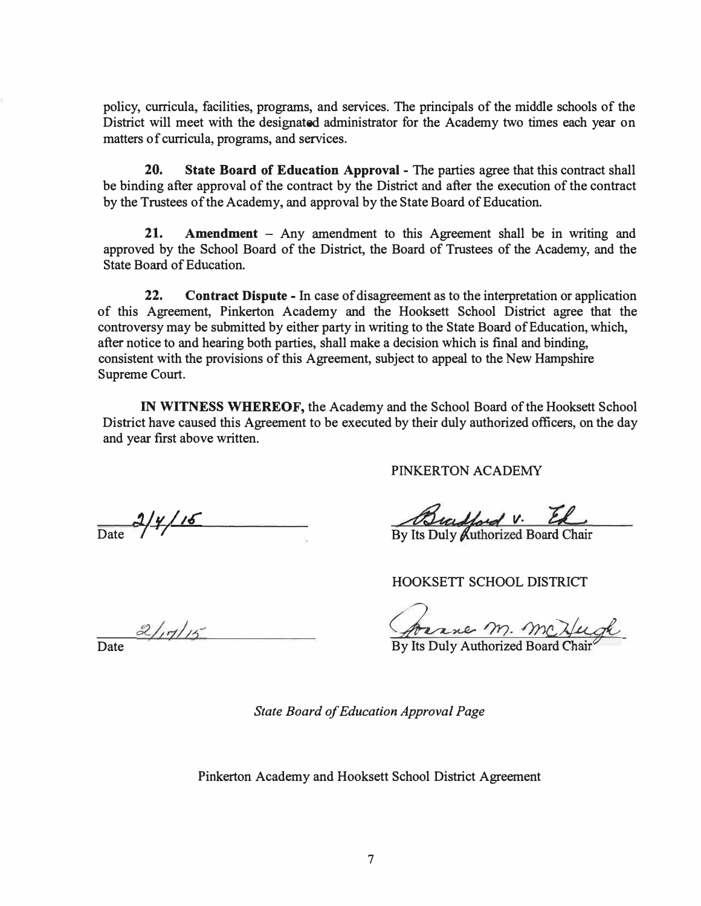policy, curricula, facilities, programs, and services. The principals of the middle schools of the District will meet with the designated administrator for the Academy two times each year on matters of curricula, programs, and services.

**20. State Board of Education Approval** - The parties agree that this contract shall be binding after approval of the contract by the District and after the execution of the contract by the Trustees of the Academy, and approval by the State Board of Education.

**21. Amendment** – Any amendment to this Agreement shall be in writing and approved by the School Board of the District, the Board of Trustees of the Academy, and the State Board of Education.

**22. Contract Dispute** - In case of disagreement as to the interpretation or application of this Agreement, Pinkerton Academy and the Hooksett School District agree that the controversy may be submitted by either party in writing to the State Board of Education, which, after notice to and hearing both parties, shall make a decision which is final and binding, consistent with the provisions of this Agreement, subject to appeal to the New Hampshire Supreme Court.

**IN WITNESS WHEREOF,** the Academy and the School Board of the Hooksett School District have caused this Agreement to be executed by their duly authorized officers, on the day and year first above written.

PINKERTON ACADEMY

2/4/15
Date

Bradford V. Ek
By Its Duly Authorized Board Chair

HOOKSETT SCHOOL DISTRICT

2/17/15
Date

Joanne M. McHugh
By Its Duly Authorized Board Chair

*State Board of Education Approval Page*

Pinkerton Academy and Hooksett School District Agreement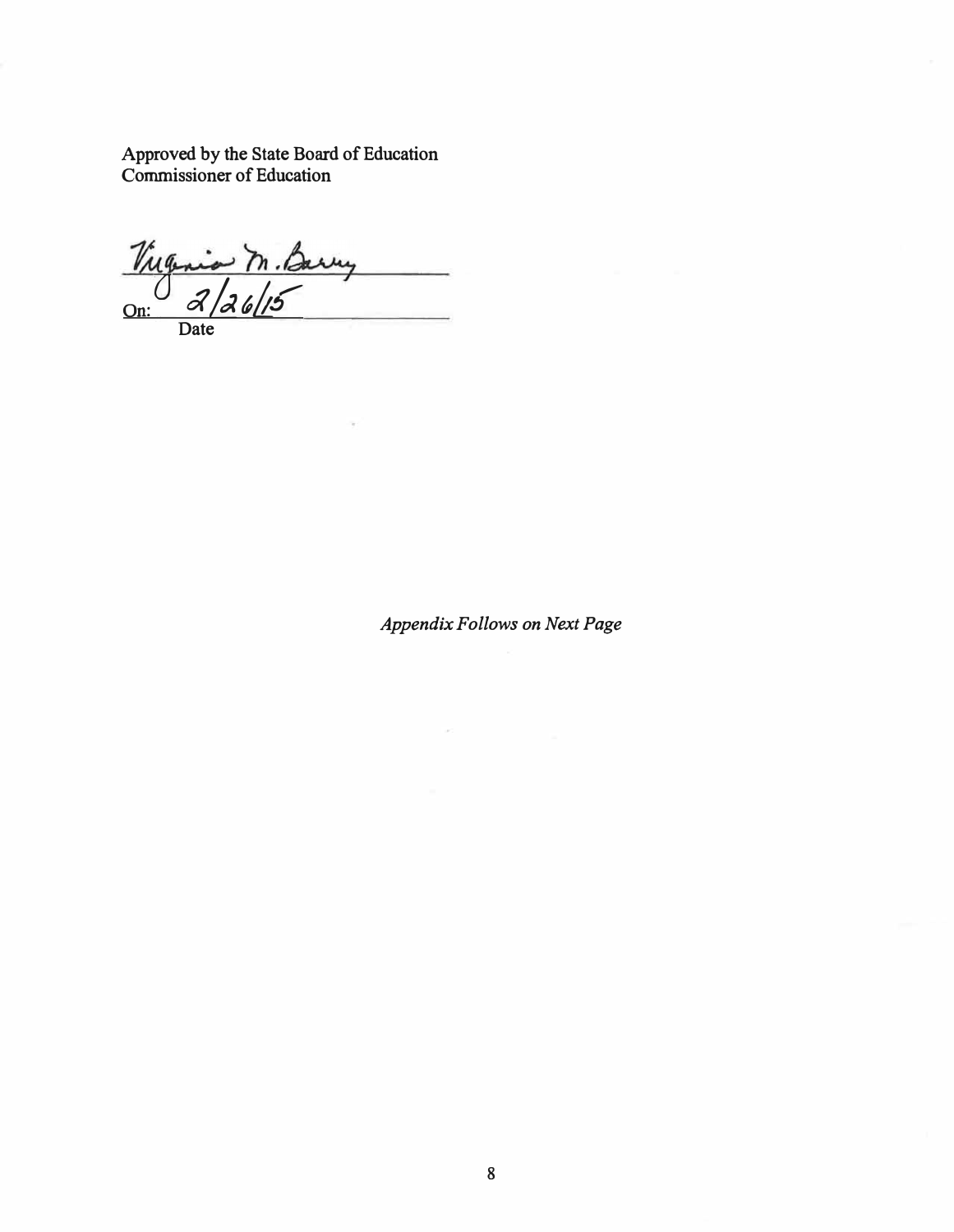Approved by the State Board of Education
Commissioner of Education

Virginia M. Barry

On: 2/26/15
Date

*Appendix Follows on Next Page*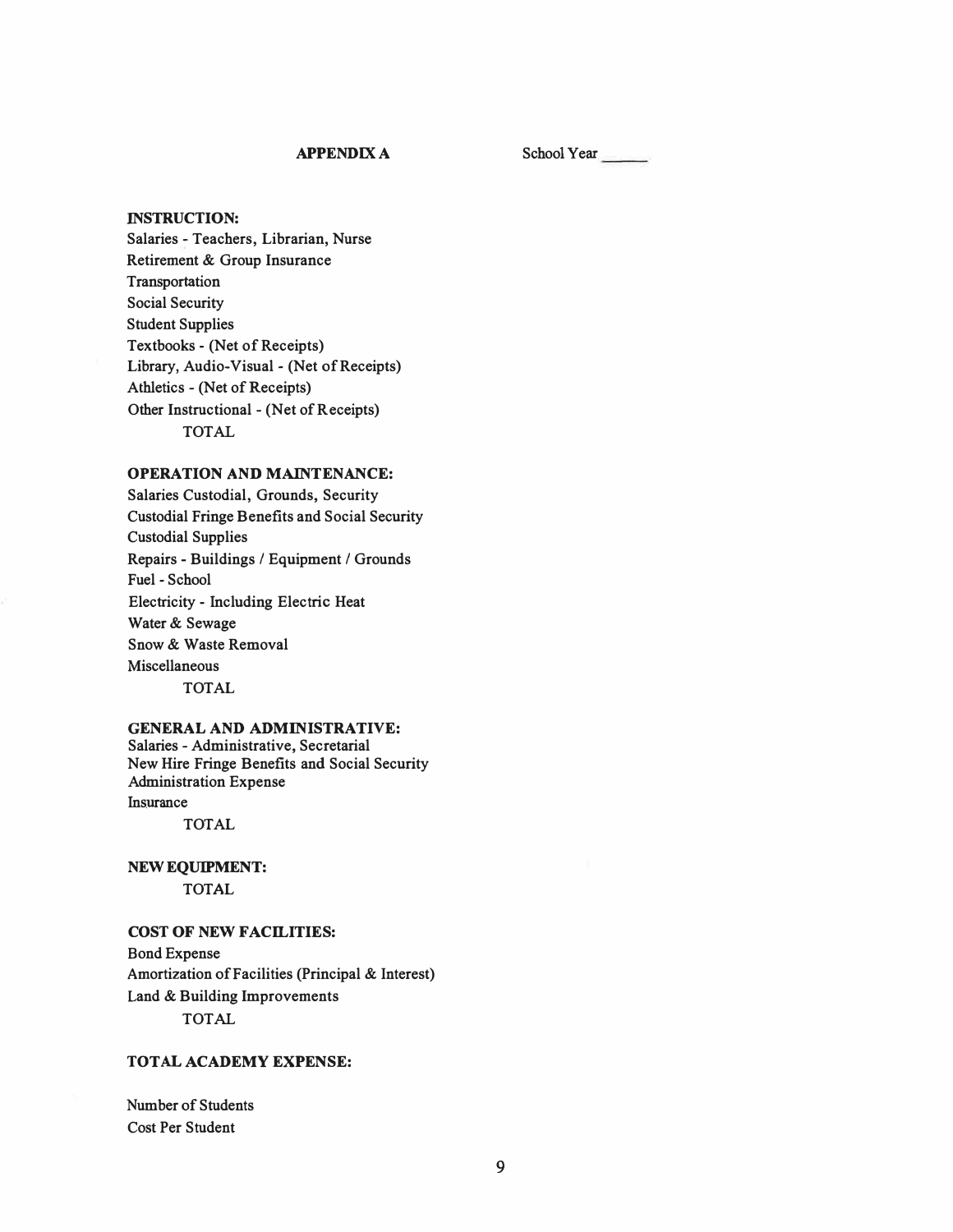**APPENDIX A** School Year \_\_\_\_\_\_

**INSTRUCTION:**

Salaries - Teachers, Librarian, Nurse
Retirement & Group Insurance
Transportation
Social Security
Student Supplies
Textbooks - (Net of Receipts)
Library, Audio-Visual - (Net of Receipts)
Athletics - (Net of Receipts)
Other Instructional - (Net of Receipts)
TOTAL

**OPERATION AND MAINTENANCE:**

Salaries Custodial, Grounds, Security
Custodial Fringe Benefits and Social Security
Custodial Supplies
Repairs - Buildings / Equipment / Grounds
Fuel - School
Electricity - Including Electric Heat
Water & Sewage
Snow & Waste Removal
Miscellaneous
TOTAL

**GENERAL AND ADMINISTRATIVE:**

Salaries - Administrative, Secretarial
New Hire Fringe Benefits and Social Security
Administration Expense
Insurance
TOTAL

**NEW EQUIPMENT:**

TOTAL

**COST OF NEW FACILITIES:**

Bond Expense
Amortization of Facilities (Principal & Interest)
Land & Building Improvements
TOTAL

**TOTAL ACADEMY EXPENSE:**

Number of Students
Cost Per Student